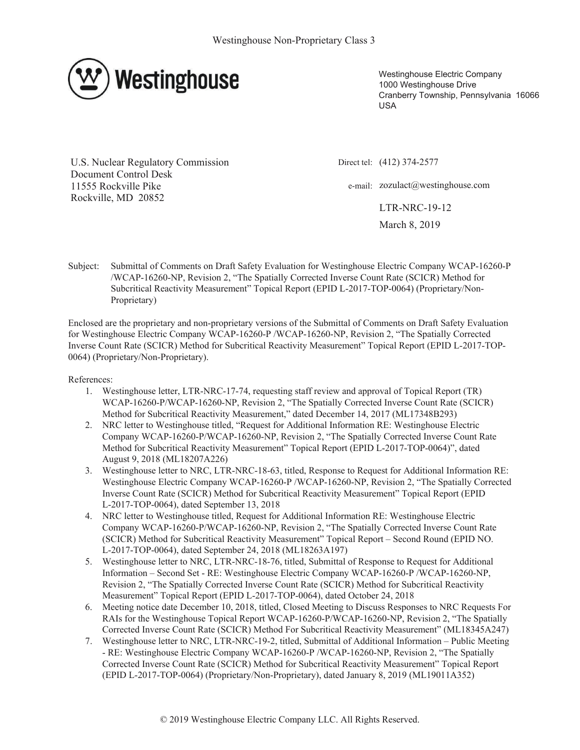Westinghouse Non-Proprietary Class 3

Westinghouse

Westinghouse Electric Company
1000 Westinghouse Drive
Cranberry Township, Pennsylvania 16066
USA

U.S. Nuclear Regulatory Commission
Document Control Desk
11555 Rockville Pike
Rockville, MD 20852

Direct tel: (412) 374-2577

e-mail: zozulact@westinghouse.com

LTR-NRC-19-12

March 8, 2019

Subject: Submittal of Comments on Draft Safety Evaluation for Westinghouse Electric Company WCAP-16260-P /WCAP-16260-NP, Revision 2, "The Spatially Corrected Inverse Count Rate (SCICR) Method for Subcritical Reactivity Measurement" Topical Report (EPID L-2017-TOP-0064) (Proprietary/Non-Proprietary)

Enclosed are the proprietary and non-proprietary versions of the Submittal of Comments on Draft Safety Evaluation for Westinghouse Electric Company WCAP-16260-P /WCAP-16260-NP, Revision 2, "The Spatially Corrected Inverse Count Rate (SCICR) Method for Subcritical Reactivity Measurement" Topical Report (EPID L-2017-TOP-0064) (Proprietary/Non-Proprietary).

References:

1. Westinghouse letter, LTR-NRC-17-74, requesting staff review and approval of Topical Report (TR) WCAP-16260-P/WCAP-16260-NP, Revision 2, "The Spatially Corrected Inverse Count Rate (SCICR) Method for Subcritical Reactivity Measurement," dated December 14, 2017 (ML17348B293)
2. NRC letter to Westinghouse titled, "Request for Additional Information RE: Westinghouse Electric Company WCAP-16260-P/WCAP-16260-NP, Revision 2, "The Spatially Corrected Inverse Count Rate Method for Subcritical Reactivity Measurement" Topical Report (EPID L-2017-TOP-0064)", dated August 9, 2018 (ML18207A226)
3. Westinghouse letter to NRC, LTR-NRC-18-63, titled, Response to Request for Additional Information RE: Westinghouse Electric Company WCAP-16260-P /WCAP-16260-NP, Revision 2, "The Spatially Corrected Inverse Count Rate (SCICR) Method for Subcritical Reactivity Measurement" Topical Report (EPID L-2017-TOP-0064), dated September 13, 2018
4. NRC letter to Westinghouse titled, Request for Additional Information RE: Westinghouse Electric Company WCAP-16260-P/WCAP-16260-NP, Revision 2, "The Spatially Corrected Inverse Count Rate (SCICR) Method for Subcritical Reactivity Measurement" Topical Report – Second Round (EPID NO. L-2017-TOP-0064), dated September 24, 2018 (ML18263A197)
5. Westinghouse letter to NRC, LTR-NRC-18-76, titled, Submittal of Response to Request for Additional Information – Second Set - RE: Westinghouse Electric Company WCAP-16260-P /WCAP-16260-NP, Revision 2, "The Spatially Corrected Inverse Count Rate (SCICR) Method for Subcritical Reactivity Measurement" Topical Report (EPID L-2017-TOP-0064), dated October 24, 2018
6. Meeting notice date December 10, 2018, titled, Closed Meeting to Discuss Responses to NRC Requests For RAIs for the Westinghouse Topical Report WCAP-16260-P/WCAP-16260-NP, Revision 2, "The Spatially Corrected Inverse Count Rate (SCICR) Method For Subcritical Reactivity Measurement" (ML18345A247)
7. Westinghouse letter to NRC, LTR-NRC-19-2, titled, Submittal of Additional Information – Public Meeting - RE: Westinghouse Electric Company WCAP-16260-P /WCAP-16260-NP, Revision 2, "The Spatially Corrected Inverse Count Rate (SCICR) Method for Subcritical Reactivity Measurement" Topical Report (EPID L-2017-TOP-0064) (Proprietary/Non-Proprietary), dated January 8, 2019 (ML19011A352)

© 2019 Westinghouse Electric Company LLC. All Rights Reserved.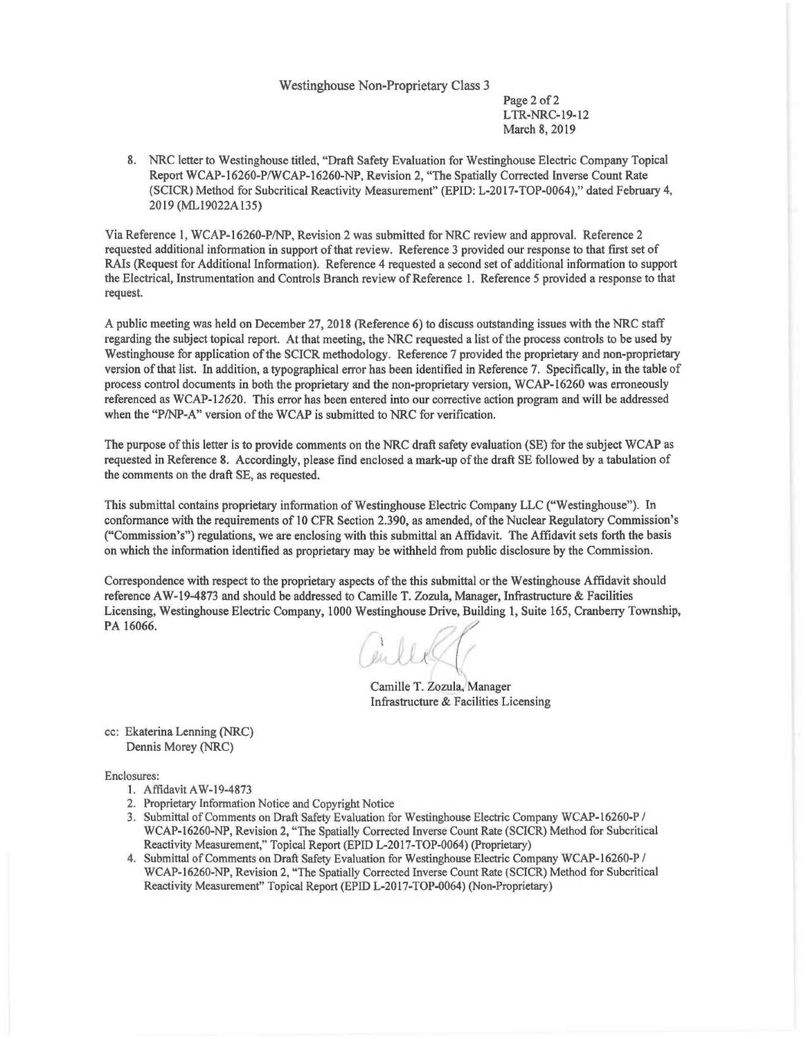Westinghouse Non-Proprietary Class 3

LTR-NRC-19-12
March 8, 2019

8. NRC letter to Westinghouse titled, "Draft Safety Evaluation for Westinghouse Electric Company Topical Report WCAP-16260-P/WCAP-16260-NP, Revision 2, "The Spatially Corrected Inverse Count Rate (SCICR) Method for Subcritical Reactivity Measurement" (EPID: L-2017-TOP-0064)," dated February 4, 2019 (ML19022A135)

Via Reference 1, WCAP-16260-P/NP, Revision 2 was submitted for NRC review and approval. Reference 2 requested additional information in support of that review. Reference 3 provided our response to that first set of RAIs (Request for Additional Information). Reference 4 requested a second set of additional information to support the Electrical, Instrumentation and Controls Branch review of Reference 1. Reference 5 provided a response to that request.

A public meeting was held on December 27, 2018 (Reference 6) to discuss outstanding issues with the NRC staff regarding the subject topical report. At that meeting, the NRC requested a list of the process controls to be used by Westinghouse for application of the SCICR methodology. Reference 7 provided the proprietary and non-proprietary version of that list. In addition, a typographical error has been identified in Reference 7. Specifically, in the table of process control documents in both the proprietary and the non-proprietary version, WCAP-16260 was erroneously referenced as WCAP-*12620*. This error has been entered into our corrective action program and will be addressed when the "P/NP-A" version of the WCAP is submitted to NRC for verification.

The purpose of this letter is to provide comments on the NRC draft safety evaluation (SE) for the subject WCAP as requested in Reference 8. Accordingly, please find enclosed a mark-up of the draft SE followed by a tabulation of the comments on the draft SE, as requested.

This submittal contains proprietary information of Westinghouse Electric Company LLC ("Westinghouse"). In conformance with the requirements of 10 CFR Section 2.390, as amended, of the Nuclear Regulatory Commission's ("Commission's") regulations, we are enclosing with this submittal an Affidavit. The Affidavit sets forth the basis on which the information identified as proprietary may be withheld from public disclosure by the Commission.

Correspondence with respect to the proprietary aspects of the this submittal or the Westinghouse Affidavit should reference AW-19-4873 and should be addressed to Camille T. Zozula, Manager, Infrastructure & Facilities Licensing, Westinghouse Electric Company, 1000 Westinghouse Drive, Building 1, Suite 165, Cranberry Township, PA 16066.

Camille T. Zozula, Manager
Infrastructure & Facilities Licensing

cc: Ekaterina Lenning (NRC)
Dennis Morey (NRC)

Enclosures:

1. Affidavit AW-19-4873
2. Proprietary Information Notice and Copyright Notice
3. Submittal of Comments on Draft Safety Evaluation for Westinghouse Electric Company WCAP-16260-P / WCAP-16260-NP, Revision 2, "The Spatially Corrected Inverse Count Rate (SCICR) Method for Subcritical Reactivity Measurement," Topical Report (EPID L-2017-TOP-0064) (Proprietary)
4. Submittal of Comments on Draft Safety Evaluation for Westinghouse Electric Company WCAP-16260-P / WCAP-16260-NP, Revision 2, "The Spatially Corrected Inverse Count Rate (SCICR) Method for Subcritical Reactivity Measurement" Topical Report (EPID L-2017-TOP-0064) (Non-Proprietary)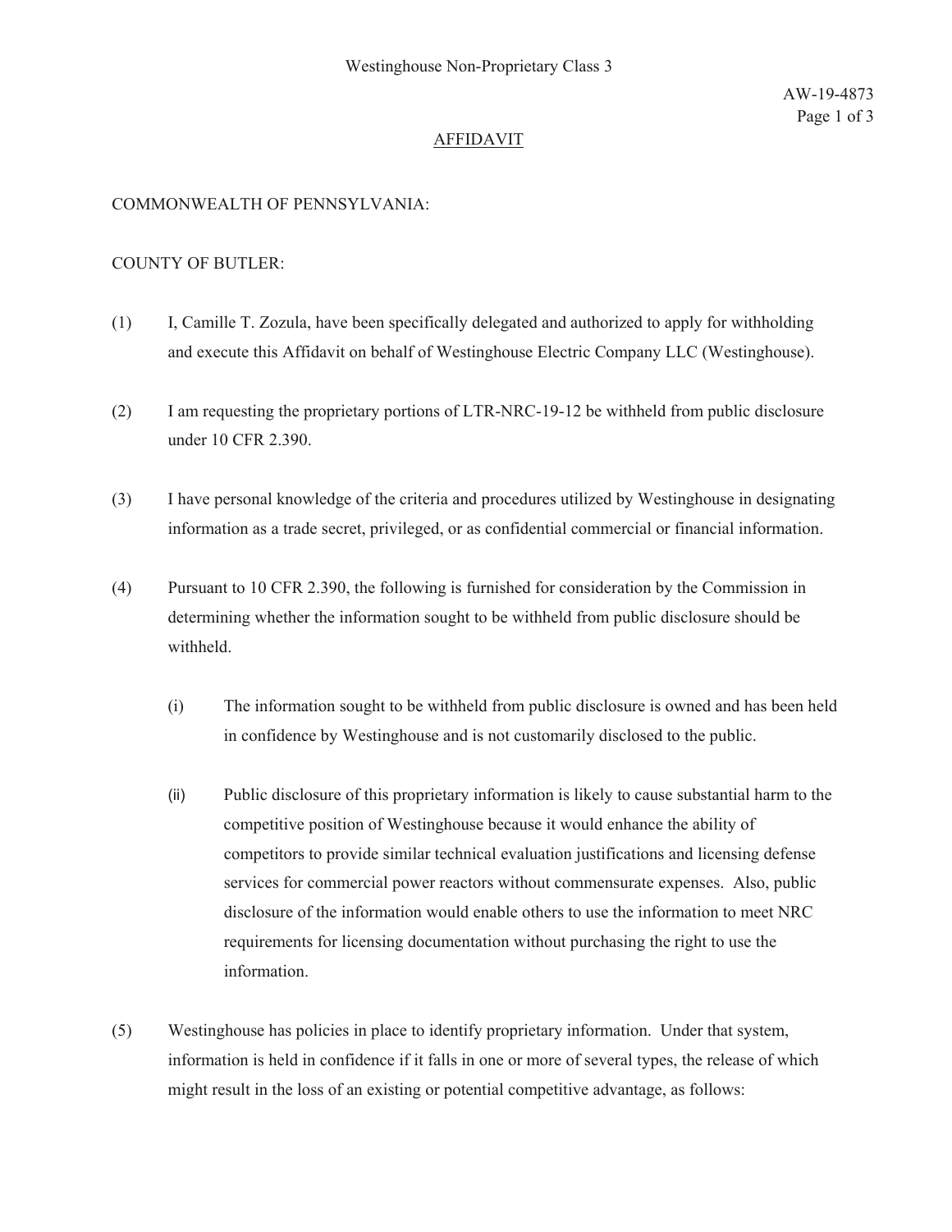# AFFIDAVIT

COMMONWEALTH OF PENNSYLVANIA:

COUNTY OF BUTLER:

(1) I, Camille T. Zozula, have been specifically delegated and authorized to apply for withholding and execute this Affidavit on behalf of Westinghouse Electric Company LLC (Westinghouse).

(2) I am requesting the proprietary portions of LTR-NRC-19-12 be withheld from public disclosure under 10 CFR 2.390.

(3) I have personal knowledge of the criteria and procedures utilized by Westinghouse in designating information as a trade secret, privileged, or as confidential commercial or financial information.

(4) Pursuant to 10 CFR 2.390, the following is furnished for consideration by the Commission in determining whether the information sought to be withheld from public disclosure should be withheld.

  (i) The information sought to be withheld from public disclosure is owned and has been held in confidence by Westinghouse and is not customarily disclosed to the public.

  (ii) Public disclosure of this proprietary information is likely to cause substantial harm to the competitive position of Westinghouse because it would enhance the ability of competitors to provide similar technical evaluation justifications and licensing defense services for commercial power reactors without commensurate expenses. Also, public disclosure of the information would enable others to use the information to meet NRC requirements for licensing documentation without purchasing the right to use the information.

(5) Westinghouse has policies in place to identify proprietary information. Under that system, information is held in confidence if it falls in one or more of several types, the release of which might result in the loss of an existing or potential competitive advantage, as follows: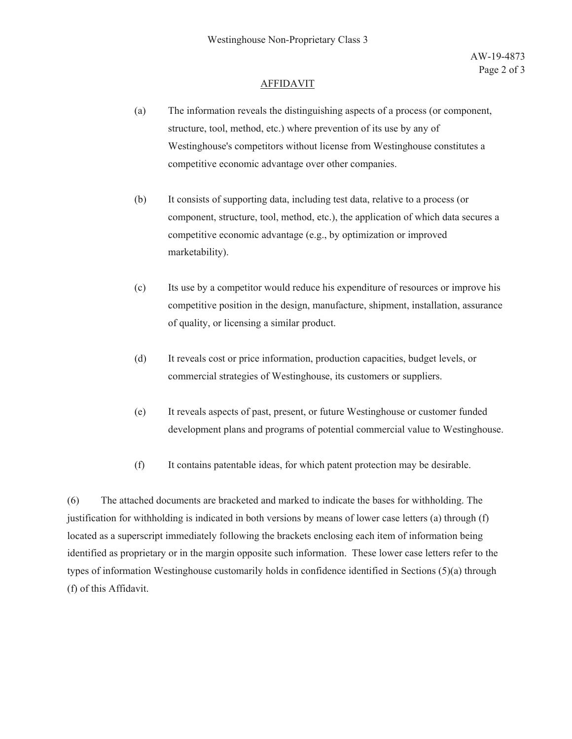## AFFIDAVIT

(a) The information reveals the distinguishing aspects of a process (or component, structure, tool, method, etc.) where prevention of its use by any of Westinghouse's competitors without license from Westinghouse constitutes a competitive economic advantage over other companies.

(b) It consists of supporting data, including test data, relative to a process (or component, structure, tool, method, etc.), the application of which data secures a competitive economic advantage (e.g., by optimization or improved marketability).

(c) Its use by a competitor would reduce his expenditure of resources or improve his competitive position in the design, manufacture, shipment, installation, assurance of quality, or licensing a similar product.

(d) It reveals cost or price information, production capacities, budget levels, or commercial strategies of Westinghouse, its customers or suppliers.

(e) It reveals aspects of past, present, or future Westinghouse or customer funded development plans and programs of potential commercial value to Westinghouse.

(f) It contains patentable ideas, for which patent protection may be desirable.

(6) The attached documents are bracketed and marked to indicate the bases for withholding. The justification for withholding is indicated in both versions by means of lower case letters (a) through (f) located as a superscript immediately following the brackets enclosing each item of information being identified as proprietary or in the margin opposite such information. These lower case letters refer to the types of information Westinghouse customarily holds in confidence identified in Sections (5)(a) through (f) of this Affidavit.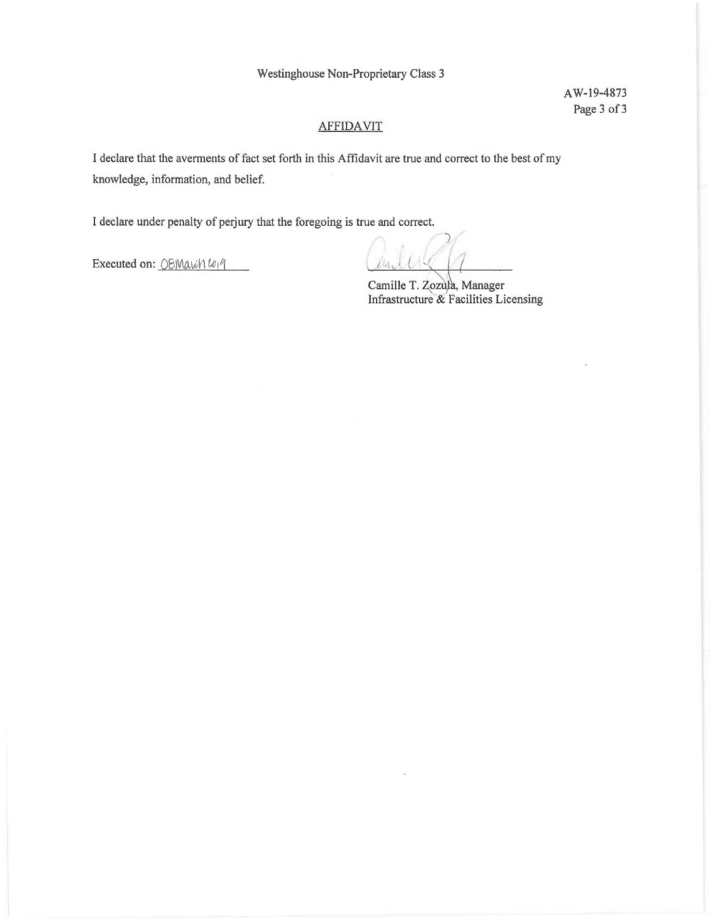Westinghouse Non-Proprietary Class 3

AW-19-4873

## AFFIDAVIT

I declare that the averments of fact set forth in this Affidavit are true and correct to the best of my knowledge, information, and belief.

I declare under penalty of perjury that the foregoing is true and correct.

Executed on: 08 March 2019

Camille T. Zozula, Manager
Infrastructure & Facilities Licensing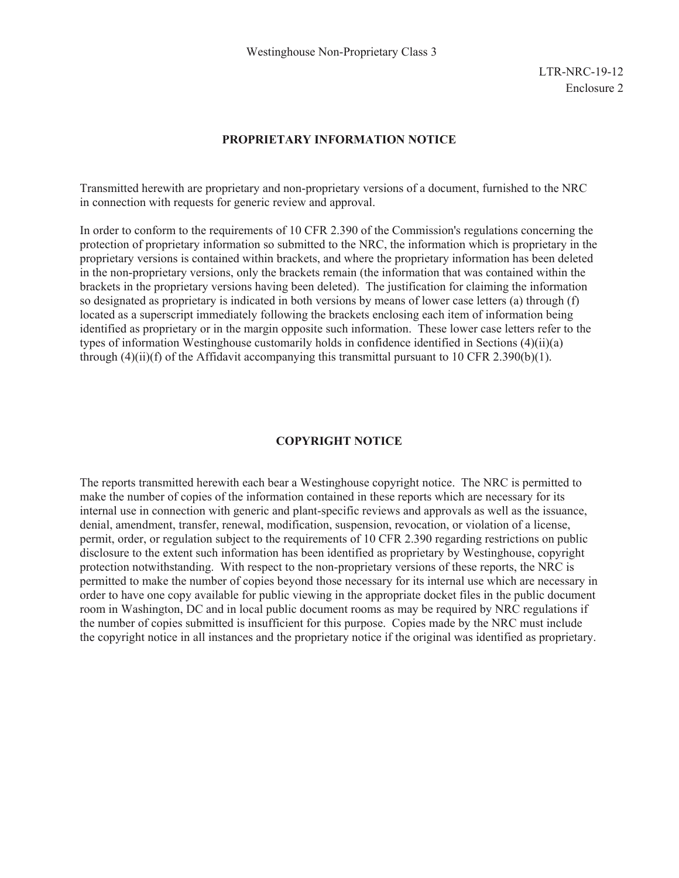Westinghouse Non-Proprietary Class 3

LTR-NRC-19-12
Enclosure 2

## PROPRIETARY INFORMATION NOTICE

Transmitted herewith are proprietary and non-proprietary versions of a document, furnished to the NRC in connection with requests for generic review and approval.

In order to conform to the requirements of 10 CFR 2.390 of the Commission's regulations concerning the protection of proprietary information so submitted to the NRC, the information which is proprietary in the proprietary versions is contained within brackets, and where the proprietary information has been deleted in the non-proprietary versions, only the brackets remain (the information that was contained within the brackets in the proprietary versions having been deleted). The justification for claiming the information so designated as proprietary is indicated in both versions by means of lower case letters (a) through (f) located as a superscript immediately following the brackets enclosing each item of information being identified as proprietary or in the margin opposite such information. These lower case letters refer to the types of information Westinghouse customarily holds in confidence identified in Sections (4)(ii)(a) through (4)(ii)(f) of the Affidavit accompanying this transmittal pursuant to 10 CFR 2.390(b)(1).

## COPYRIGHT NOTICE

The reports transmitted herewith each bear a Westinghouse copyright notice. The NRC is permitted to make the number of copies of the information contained in these reports which are necessary for its internal use in connection with generic and plant-specific reviews and approvals as well as the issuance, denial, amendment, transfer, renewal, modification, suspension, revocation, or violation of a license, permit, order, or regulation subject to the requirements of 10 CFR 2.390 regarding restrictions on public disclosure to the extent such information has been identified as proprietary by Westinghouse, copyright protection notwithstanding. With respect to the non-proprietary versions of these reports, the NRC is permitted to make the number of copies beyond those necessary for its internal use which are necessary in order to have one copy available for public viewing in the appropriate docket files in the public document room in Washington, DC and in local public document rooms as may be required by NRC regulations if the number of copies submitted is insufficient for this purpose. Copies made by the NRC must include the copyright notice in all instances and the proprietary notice if the original was identified as proprietary.